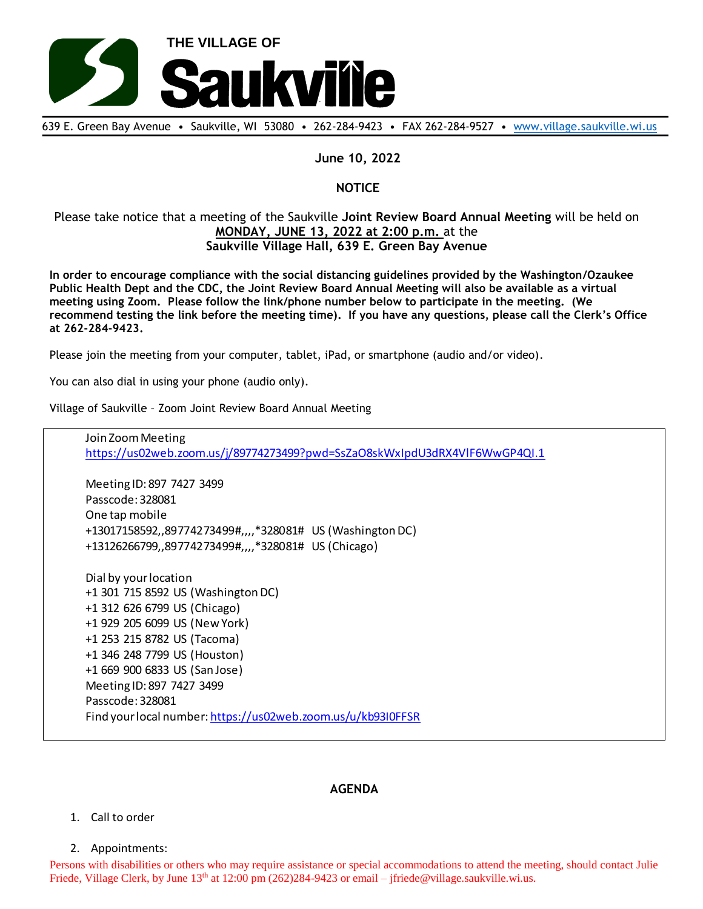# THE VILLAGE OF Saukville

639 E. Green Bay Avenue • Saukville, WI 53080 • 262-284-9423 • FAX 262-284-9527 • www.village.saukville.wi.us

**June 10, 2022**

**NOTICE**

Please take notice that a meeting of the Saukville **Joint Review Board Annual Meeting** will be held on **MONDAY, JUNE 13, 2022 at 2:00 p.m.** at the **Saukville Village Hall, 639 E. Green Bay Avenue**

**In order to encourage compliance with the social distancing guidelines provided by the Washington/Ozaukee Public Health Dept and the CDC, the Joint Review Board Annual Meeting will also be available as a virtual meeting using Zoom. Please follow the link/phone number below to participate in the meeting. (We recommend testing the link before the meeting time). If you have any questions, please call the Clerk's Office at 262-284-9423.**

Please join the meeting from your computer, tablet, iPad, or smartphone (audio and/or video).

You can also dial in using your phone (audio only).

Village of Saukville – Zoom Joint Review Board Annual Meeting

Join Zoom Meeting
https://us02web.zoom.us/j/89774273499?pwd=SsZaO8skWxIpdU3dRX4VlF6WwGP4QI.1

Meeting ID: 897 7427 3499
Passcode: 328081
One tap mobile
+13017158592,,89774273499#,,,,*328081# US (Washington DC)
+13126266799,,89774273499#,,,,*328081# US (Chicago)

Dial by your location
+1 301 715 8592 US (Washington DC)
+1 312 626 6799 US (Chicago)
+1 929 205 6099 US (New York)
+1 253 215 8782 US (Tacoma)
+1 346 248 7799 US (Houston)
+1 669 900 6833 US (San Jose)
Meeting ID: 897 7427 3499
Passcode: 328081
Find your local number: https://us02web.zoom.us/u/kb93I0FFSR

**AGENDA**

1. Call to order
2. Appointments:

Persons with disabilities or others who may require assistance or special accommodations to attend the meeting, should contact Julie Friede, Village Clerk, by June 13th at 12:00 pm (262)284-9423 or email – jfriede@village.saukville.wi.us.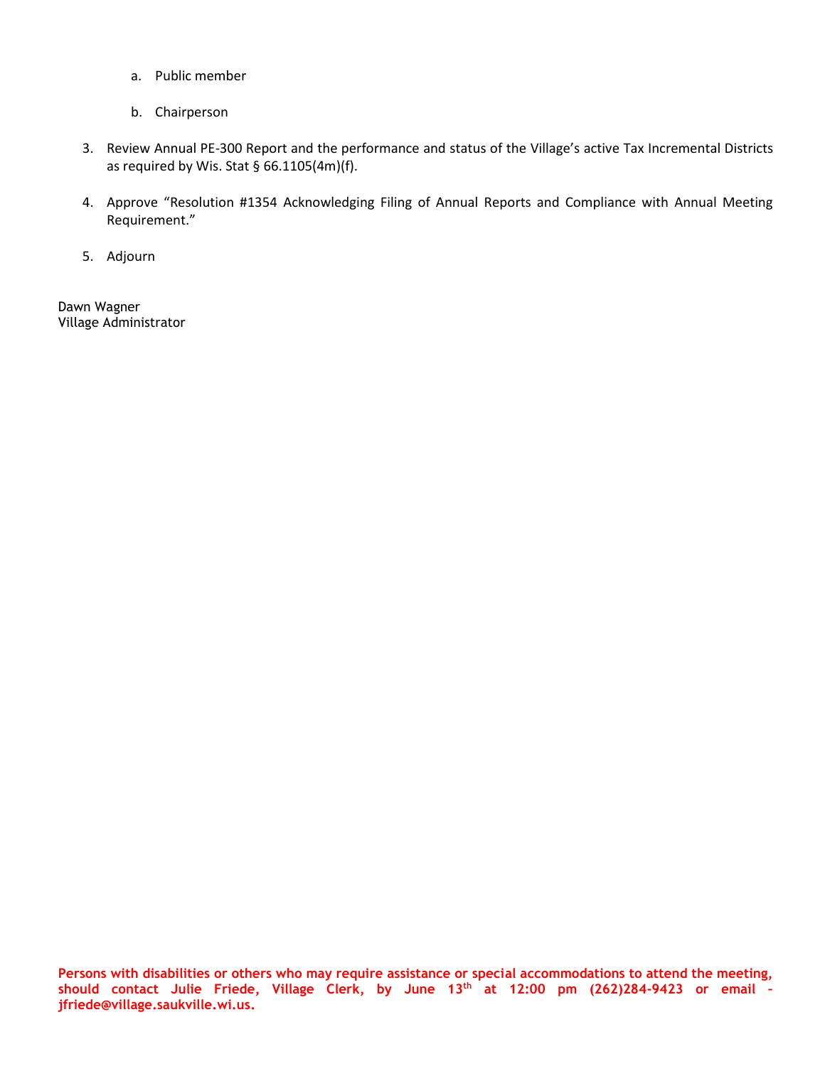a. Public member

   b. Chairperson

3. Review Annual PE-300 Report and the performance and status of the Village's active Tax Incremental Districts as required by Wis. Stat § 66.1105(4m)(f).

4. Approve "Resolution #1354 Acknowledging Filing of Annual Reports and Compliance with Annual Meeting Requirement."

5. Adjourn

Dawn Wagner
Village Administrator

**Persons with disabilities or others who may require assistance or special accommodations to attend the meeting, should contact Julie Friede, Village Clerk, by June 13th at 12:00 pm (262)284-9423 or email – jfriede@village.saukville.wi.us.**